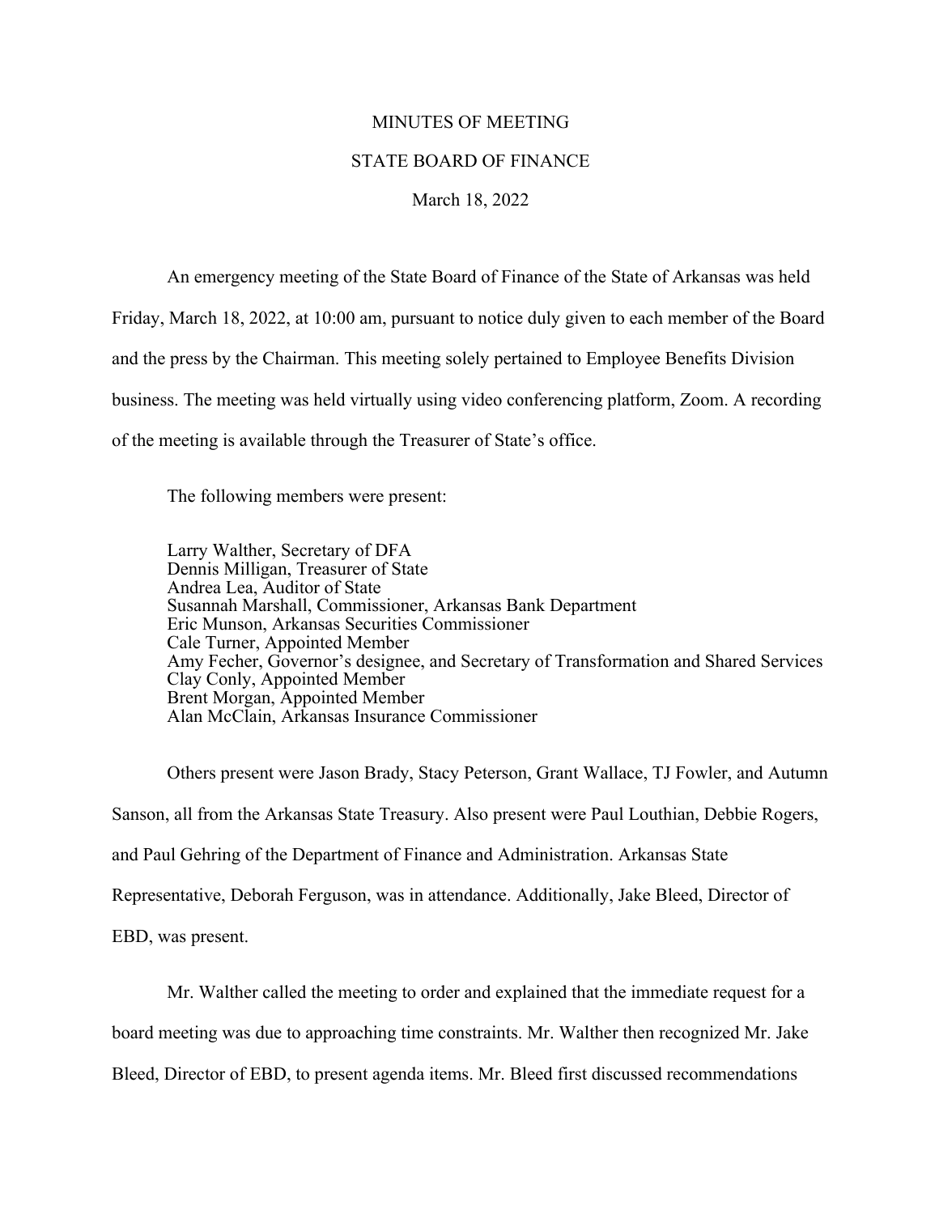MINUTES OF MEETING

STATE BOARD OF FINANCE

March 18, 2022

An emergency meeting of the State Board of Finance of the State of Arkansas was held Friday, March 18, 2022, at 10:00 am, pursuant to notice duly given to each member of the Board and the press by the Chairman. This meeting solely pertained to Employee Benefits Division business. The meeting was held virtually using video conferencing platform, Zoom. A recording of the meeting is available through the Treasurer of State's office.

The following members were present:

Larry Walther, Secretary of DFA
Dennis Milligan, Treasurer of State
Andrea Lea, Auditor of State
Susannah Marshall, Commissioner, Arkansas Bank Department
Eric Munson, Arkansas Securities Commissioner
Cale Turner, Appointed Member
Amy Fecher, Governor's designee, and Secretary of Transformation and Shared Services
Clay Conly, Appointed Member
Brent Morgan, Appointed Member
Alan McClain, Arkansas Insurance Commissioner

Others present were Jason Brady, Stacy Peterson, Grant Wallace, TJ Fowler, and Autumn Sanson, all from the Arkansas State Treasury. Also present were Paul Louthian, Debbie Rogers, and Paul Gehring of the Department of Finance and Administration. Arkansas State Representative, Deborah Ferguson, was in attendance. Additionally, Jake Bleed, Director of EBD, was present.

Mr. Walther called the meeting to order and explained that the immediate request for a board meeting was due to approaching time constraints. Mr. Walther then recognized Mr. Jake Bleed, Director of EBD, to present agenda items. Mr. Bleed first discussed recommendations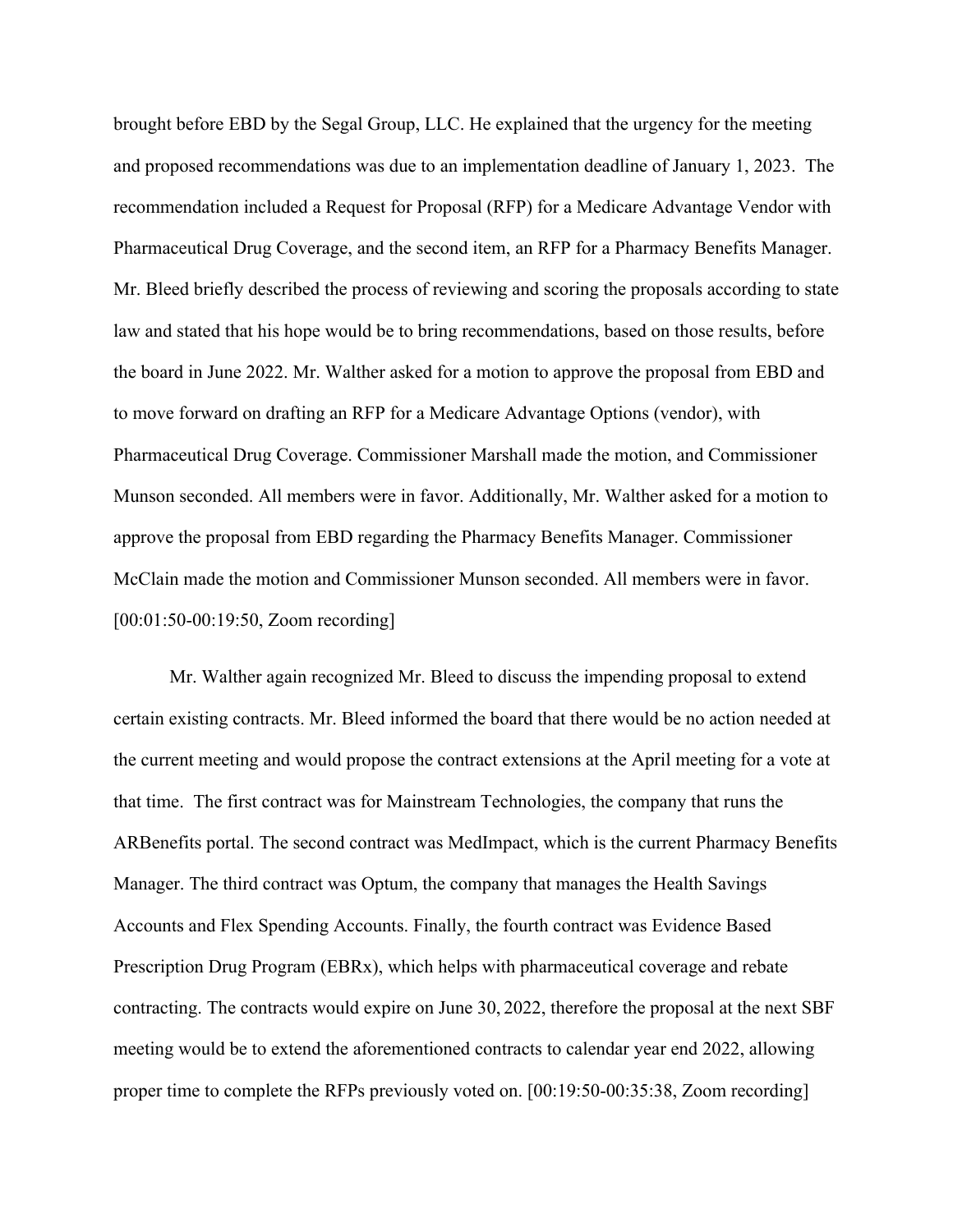brought before EBD by the Segal Group, LLC. He explained that the urgency for the meeting and proposed recommendations was due to an implementation deadline of January 1, 2023. The recommendation included a Request for Proposal (RFP) for a Medicare Advantage Vendor with Pharmaceutical Drug Coverage, and the second item, an RFP for a Pharmacy Benefits Manager. Mr. Bleed briefly described the process of reviewing and scoring the proposals according to state law and stated that his hope would be to bring recommendations, based on those results, before the board in June 2022. Mr. Walther asked for a motion to approve the proposal from EBD and to move forward on drafting an RFP for a Medicare Advantage Options (vendor), with Pharmaceutical Drug Coverage. Commissioner Marshall made the motion, and Commissioner Munson seconded. All members were in favor. Additionally, Mr. Walther asked for a motion to approve the proposal from EBD regarding the Pharmacy Benefits Manager. Commissioner McClain made the motion and Commissioner Munson seconded. All members were in favor. [00:01:50-00:19:50, Zoom recording]

Mr. Walther again recognized Mr. Bleed to discuss the impending proposal to extend certain existing contracts. Mr. Bleed informed the board that there would be no action needed at the current meeting and would propose the contract extensions at the April meeting for a vote at that time. The first contract was for Mainstream Technologies, the company that runs the ARBenefits portal. The second contract was MedImpact, which is the current Pharmacy Benefits Manager. The third contract was Optum, the company that manages the Health Savings Accounts and Flex Spending Accounts. Finally, the fourth contract was Evidence Based Prescription Drug Program (EBRx), which helps with pharmaceutical coverage and rebate contracting. The contracts would expire on June 30, 2022, therefore the proposal at the next SBF meeting would be to extend the aforementioned contracts to calendar year end 2022, allowing proper time to complete the RFPs previously voted on. [00:19:50-00:35:38, Zoom recording]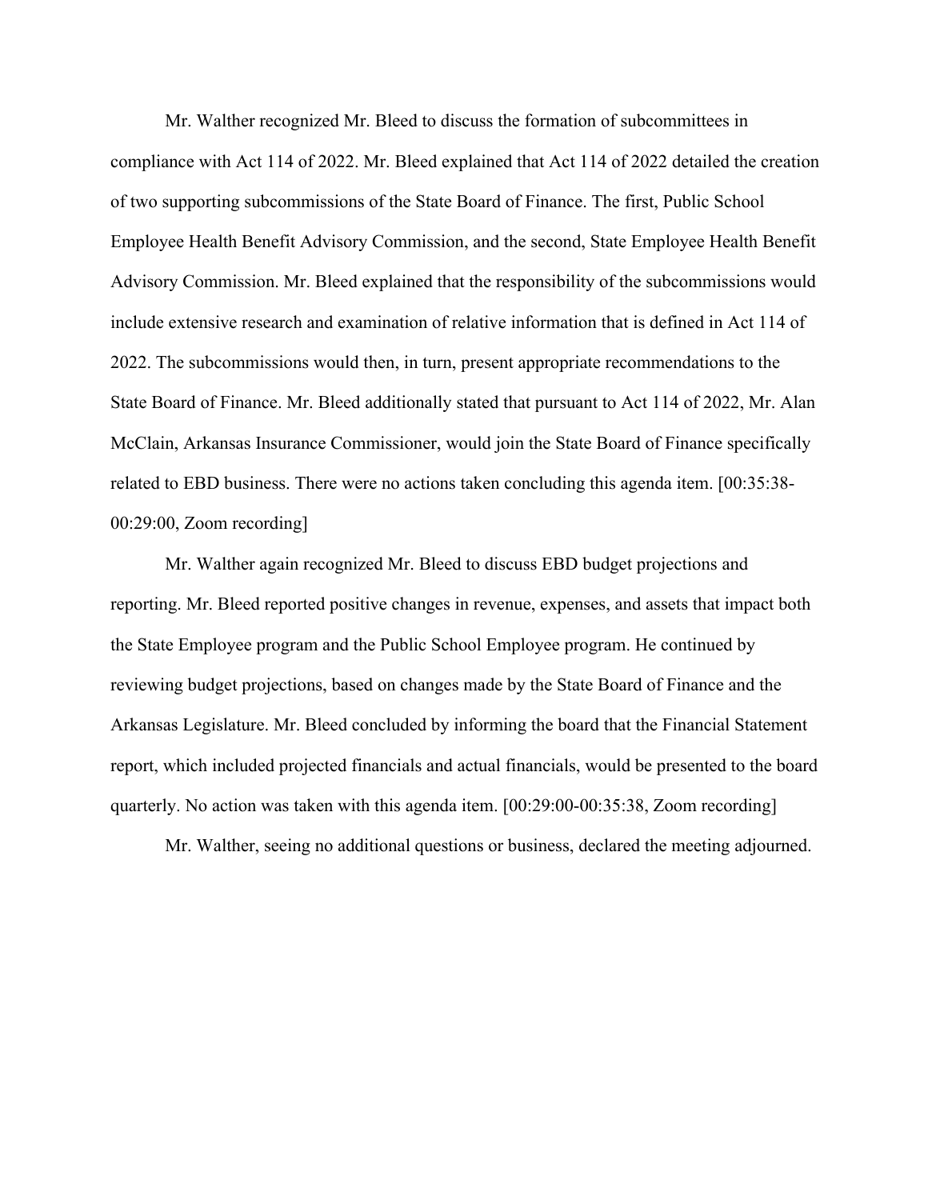Mr. Walther recognized Mr. Bleed to discuss the formation of subcommittees in compliance with Act 114 of 2022. Mr. Bleed explained that Act 114 of 2022 detailed the creation of two supporting subcommissions of the State Board of Finance. The first, Public School Employee Health Benefit Advisory Commission, and the second, State Employee Health Benefit Advisory Commission. Mr. Bleed explained that the responsibility of the subcommissions would include extensive research and examination of relative information that is defined in Act 114 of 2022. The subcommissions would then, in turn, present appropriate recommendations to the State Board of Finance. Mr. Bleed additionally stated that pursuant to Act 114 of 2022, Mr. Alan McClain, Arkansas Insurance Commissioner, would join the State Board of Finance specifically related to EBD business. There were no actions taken concluding this agenda item. [00:35:38-00:29:00, Zoom recording]

Mr. Walther again recognized Mr. Bleed to discuss EBD budget projections and reporting. Mr. Bleed reported positive changes in revenue, expenses, and assets that impact both the State Employee program and the Public School Employee program. He continued by reviewing budget projections, based on changes made by the State Board of Finance and the Arkansas Legislature. Mr. Bleed concluded by informing the board that the Financial Statement report, which included projected financials and actual financials, would be presented to the board quarterly. No action was taken with this agenda item. [00:29:00-00:35:38, Zoom recording]

Mr. Walther, seeing no additional questions or business, declared the meeting adjourned.